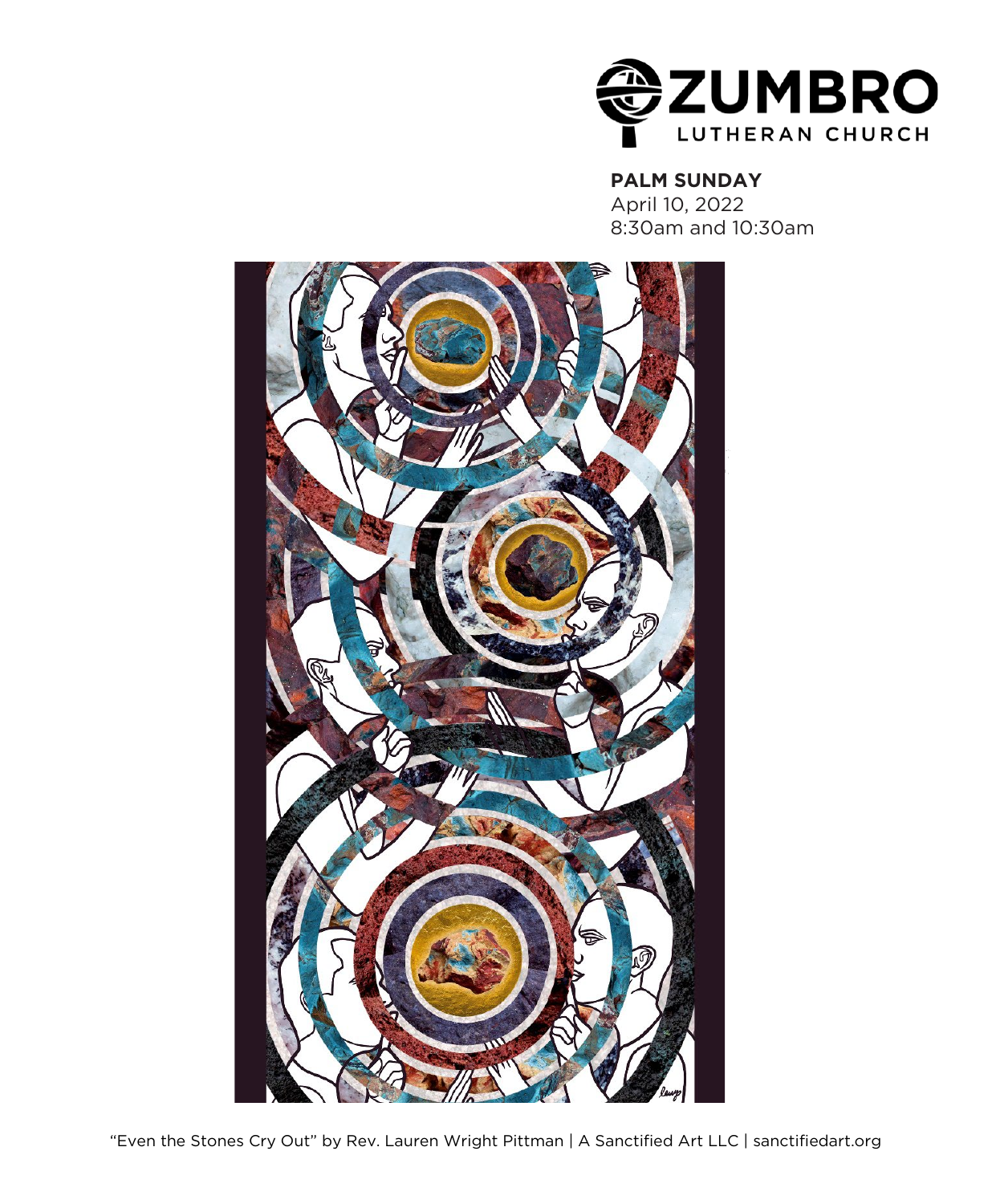ZUMBRO LUTHERAN CHURCH

**PALM SUNDAY**
April 10, 2022
8:30am and 10:30am

"Even the Stones Cry Out" by Rev. Lauren Wright Pittman | A Sanctified Art LLC | sanctifiedart.org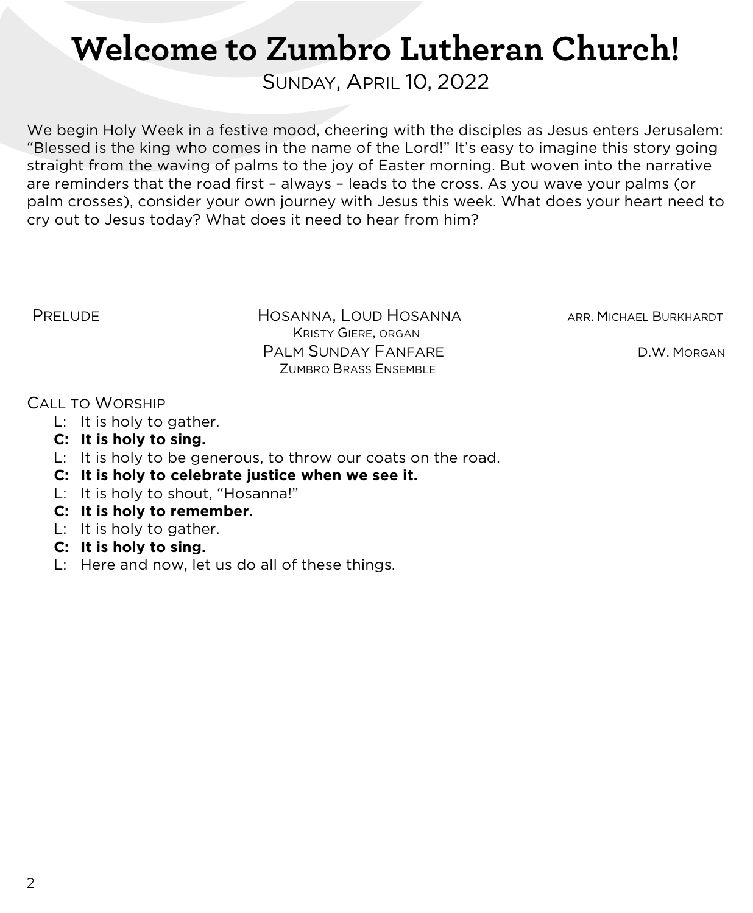# Welcome to Zumbro Lutheran Church!

SUNDAY, APRIL 10, 2022

We begin Holy Week in a festive mood, cheering with the disciples as Jesus enters Jerusalem: "Blessed is the king who comes in the name of the Lord!" It's easy to imagine this story going straight from the waving of palms to the joy of Easter morning. But woven into the narrative are reminders that the road first – always – leads to the cross. As you wave your palms (or palm crosses), consider your own journey with Jesus this week. What does your heart need to cry out to Jesus today? What does it need to hear from him?

PRELUDE

HOSANNA, LOUD HOSANNA — ARR. MICHAEL BURKHARDT
KRISTY GIERE, ORGAN

PALM SUNDAY FANFARE — D.W. MORGAN
ZUMBRO BRASS ENSEMBLE

CALL TO WORSHIP

L: It is holy to gather.
**C: It is holy to sing.**
L: It is holy to be generous, to throw our coats on the road.
**C: It is holy to celebrate justice when we see it.**
L: It is holy to shout, "Hosanna!"
**C: It is holy to remember.**
L: It is holy to gather.
**C: It is holy to sing.**
L: Here and now, let us do all of these things.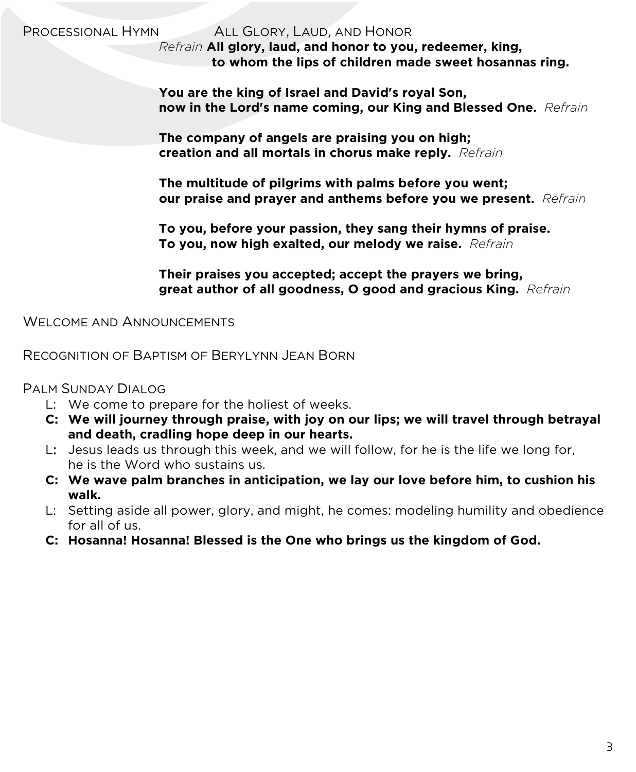PROCESSIONAL HYMN — ALL GLORY, LAUD, AND HONOR

*Refrain* **All glory, laud, and honor to you, redeemer, king,**
**to whom the lips of children made sweet hosannas ring.**

**You are the king of Israel and David's royal Son,**
**now in the Lord's name coming, our King and Blessed One.** *Refrain*

**The company of angels are praising you on high;**
**creation and all mortals in chorus make reply.** *Refrain*

**The multitude of pilgrims with palms before you went;**
**our praise and prayer and anthems before you we present.** *Refrain*

**To you, before your passion, they sang their hymns of praise.**
**To you, now high exalted, our melody we raise.** *Refrain*

**Their praises you accepted; accept the prayers we bring,**
**great author of all goodness, O good and gracious King.** *Refrain*

WELCOME AND ANNOUNCEMENTS

RECOGNITION OF BAPTISM OF BERYLYNN JEAN BORN

PALM SUNDAY DIALOG

L: We come to prepare for the holiest of weeks.

**C: We will journey through praise, with joy on our lips; we will travel through betrayal and death, cradling hope deep in our hearts.**

L: Jesus leads us through this week, and we will follow, for he is the life we long for, he is the Word who sustains us.

**C: We wave palm branches in anticipation, we lay our love before him, to cushion his walk.**

L: Setting aside all power, glory, and might, he comes: modeling humility and obedience for all of us.

**C: Hosanna! Hosanna! Blessed is the One who brings us the kingdom of God.**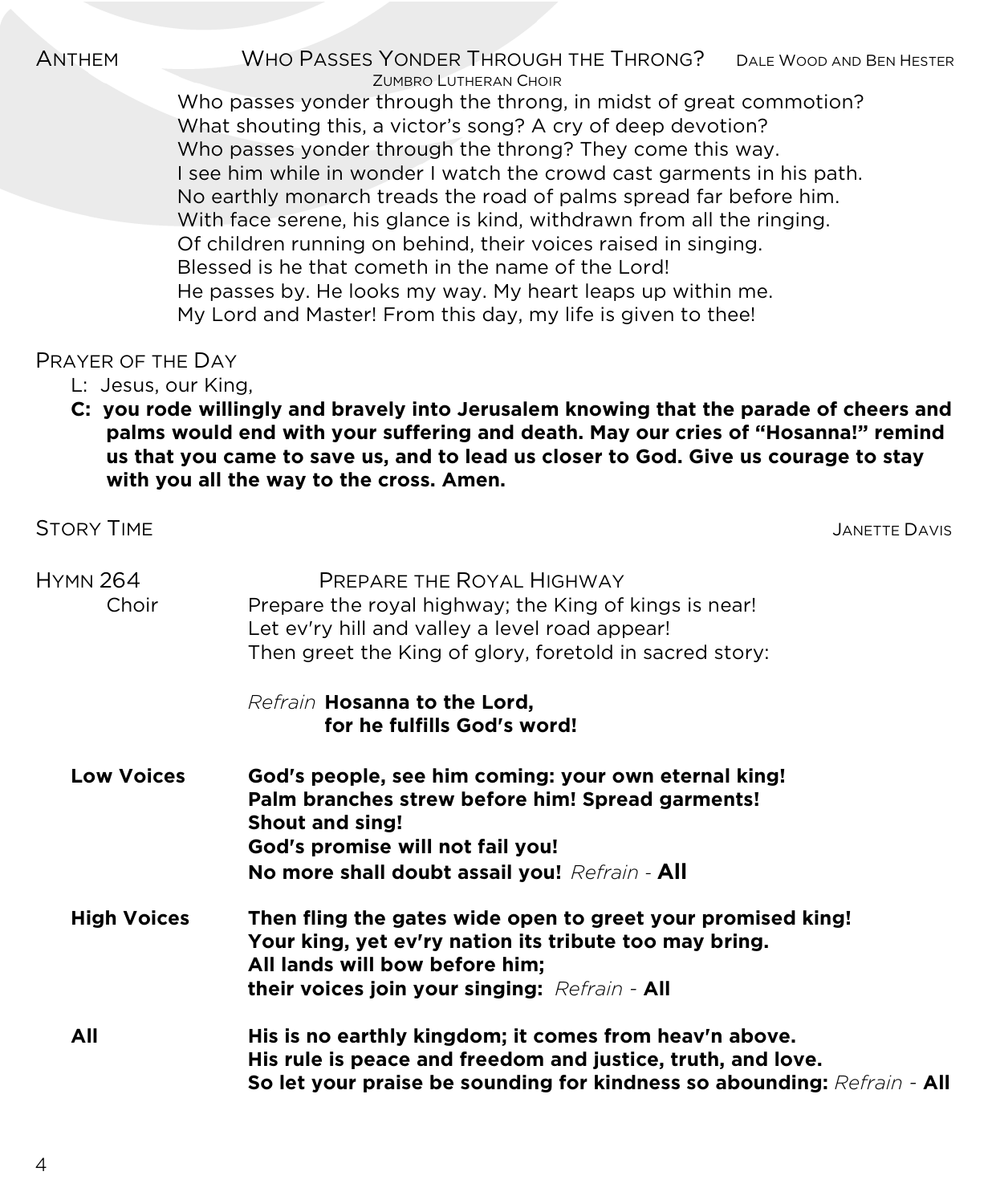ANTHEM — WHO PASSES YONDER THROUGH THE THRONG? — DALE WOOD AND BEN HESTER

ZUMBRO LUTHERAN CHOIR

Who passes yonder through the throng, in midst of great commotion?
What shouting this, a victor's song? A cry of deep devotion?
Who passes yonder through the throng? They come this way.
I see him while in wonder I watch the crowd cast garments in his path.
No earthly monarch treads the road of palms spread far before him.
With face serene, his glance is kind, withdrawn from all the ringing.
Of children running on behind, their voices raised in singing.
Blessed is he that cometh in the name of the Lord!
He passes by. He looks my way. My heart leaps up within me.
My Lord and Master! From this day, my life is given to thee!

PRAYER OF THE DAY

L: Jesus, our King,

**C: you rode willingly and bravely into Jerusalem knowing that the parade of cheers and palms would end with your suffering and death. May our cries of "Hosanna!" remind us that you came to save us, and to lead us closer to God. Give us courage to stay with you all the way to the cross. Amen.**

STORY TIME — JANETTE DAVIS

HYMN 264 — PREPARE THE ROYAL HIGHWAY

Choir

Prepare the royal highway; the King of kings is near!
Let ev'ry hill and valley a level road appear!
Then greet the King of glory, foretold in sacred story:

*Refrain* **Hosanna to the Lord,
for he fulfills God's word!**

**Low Voices**

**God's people, see him coming: your own eternal king!
Palm branches strew before him! Spread garments!
Shout and sing!
God's promise will not fail you!
No more shall doubt assail you!** *Refrain* - **All**

**High Voices**

**Then fling the gates wide open to greet your promised king!
Your king, yet ev'ry nation its tribute too may bring.
All lands will bow before him;
their voices join your singing:** *Refrain* - **All**

**All**

**His is no earthly kingdom; it comes from heav'n above.
His rule is peace and freedom and justice, truth, and love.
So let your praise be sounding for kindness so abounding:** *Refrain* - **All**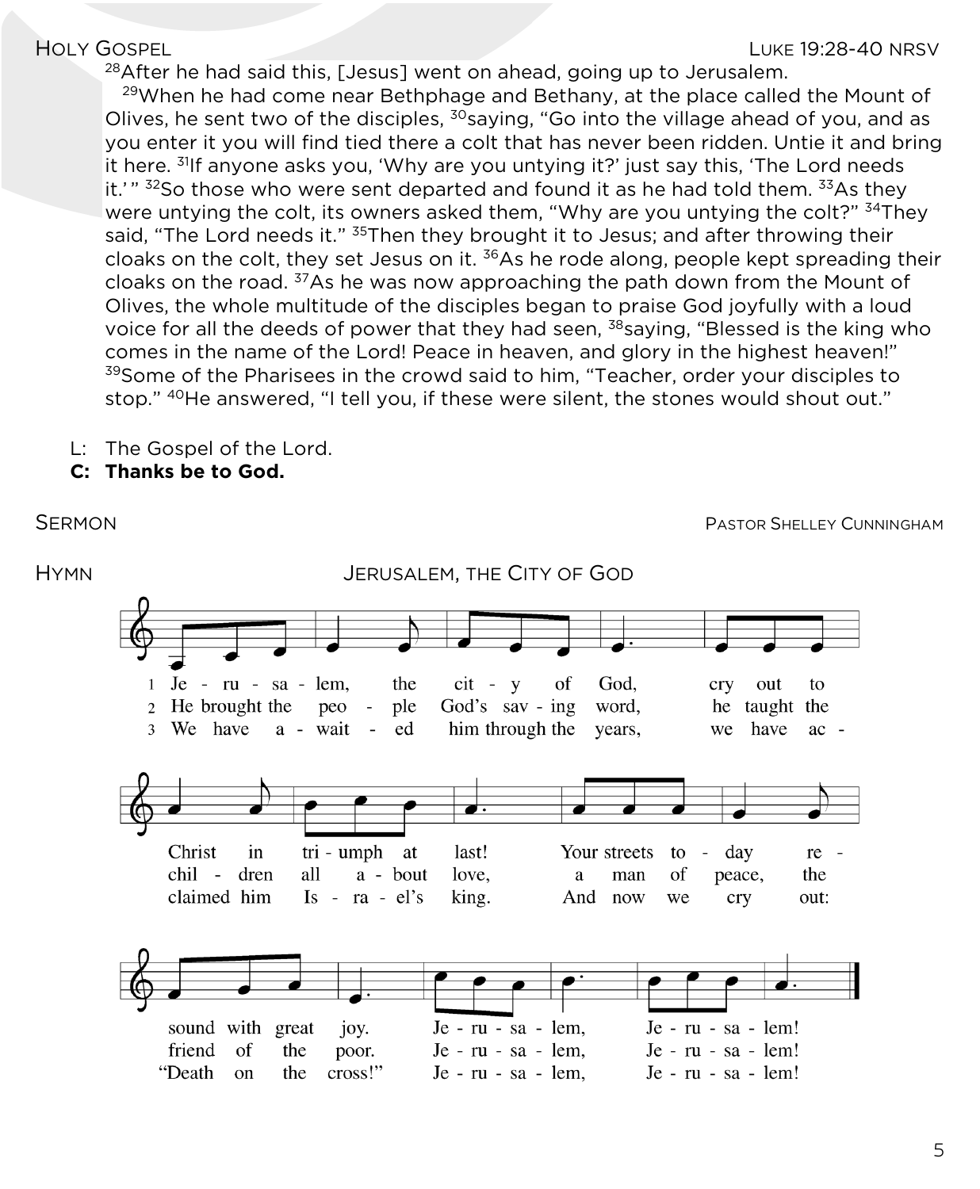## HOLY GOSPEL — LUKE 19:28-40 NRSV

[28]After he had said this, [Jesus] went on ahead, going up to Jerusalem.

[29]When he had come near Bethphage and Bethany, at the place called the Mount of Olives, he sent two of the disciples, [30]saying, "Go into the village ahead of you, and as you enter it you will find tied there a colt that has never been ridden. Untie it and bring it here. [31]If anyone asks you, 'Why are you untying it?' just say this, 'The Lord needs it.' " [32]So those who were sent departed and found it as he had told them. [33]As they were untying the colt, its owners asked them, "Why are you untying the colt?" [34]They said, "The Lord needs it." [35]Then they brought it to Jesus; and after throwing their cloaks on the colt, they set Jesus on it. [36]As he rode along, people kept spreading their cloaks on the road. [37]As he was now approaching the path down from the Mount of Olives, the whole multitude of the disciples began to praise God joyfully with a loud voice for all the deeds of power that they had seen, [38]saying, "Blessed is the king who comes in the name of the Lord! Peace in heaven, and glory in the highest heaven!" [39]Some of the Pharisees in the crowd said to him, "Teacher, order your disciples to stop." [40]He answered, "I tell you, if these were silent, the stones would shout out."

L: The Gospel of the Lord.
**C: Thanks be to God.**

## SERMON — PASTOR SHELLEY CUNNINGHAM

## HYMN — JERUSALEM, THE CITY OF GOD

1 Jerusalem, the city of God, cry out to Christ in triumph at last! Your streets today resound with great joy. Jerusalem, Jerusalem!

2 He brought the people God's saving word, he taught the children all about love, a man of peace, the friend of the poor. Jerusalem, Jerusalem!

3 We have awaited him through the years, we have acclaimed him Israel's king. And now we cry out: "Death on the cross!" Jerusalem, Jerusalem!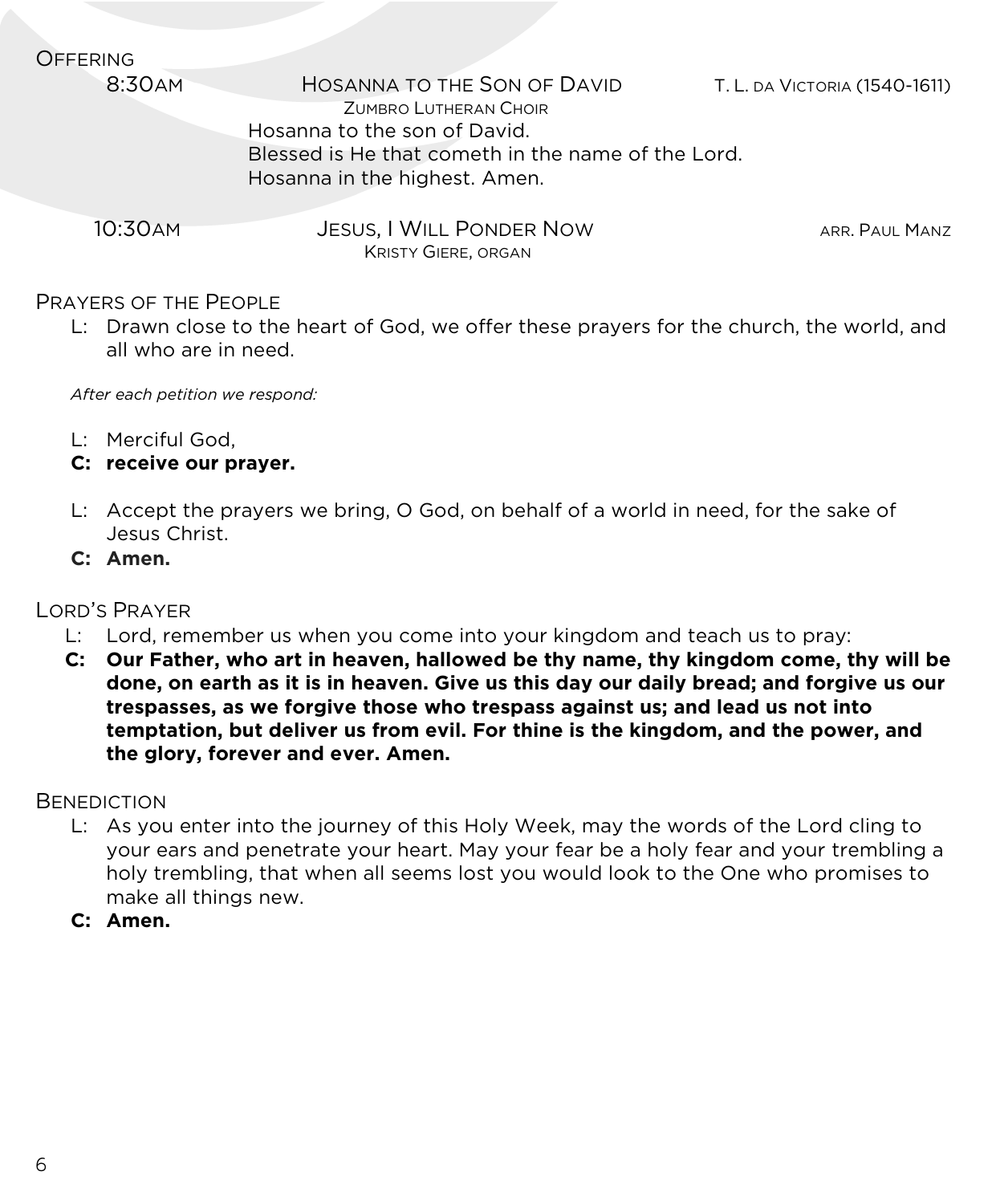## Offering

8:30AM — **Hosanna to the Son of David** — T. L. da Victoria (1540-1611)
Zumbro Lutheran Choir

Hosanna to the son of David.
Blessed is He that cometh in the name of the Lord.
Hosanna in the highest. Amen.

10:30AM — **Jesus, I Will Ponder Now** — arr. Paul Manz
Kristy Giere, organ

## Prayers of the People

L: Drawn close to the heart of God, we offer these prayers for the church, the world, and all who are in need.

*After each petition we respond:*

L: Merciful God,
**C: receive our prayer.**

L: Accept the prayers we bring, O God, on behalf of a world in need, for the sake of Jesus Christ.
**C: Amen.**

## Lord's Prayer

L: Lord, remember us when you come into your kingdom and teach us to pray:
**C: Our Father, who art in heaven, hallowed be thy name, thy kingdom come, thy will be done, on earth as it is in heaven. Give us this day our daily bread; and forgive us our trespasses, as we forgive those who trespass against us; and lead us not into temptation, but deliver us from evil. For thine is the kingdom, and the power, and the glory, forever and ever. Amen.**

## Benediction

L: As you enter into the journey of this Holy Week, may the words of the Lord cling to your ears and penetrate your heart. May your fear be a holy fear and your trembling a holy trembling, that when all seems lost you would look to the One who promises to make all things new.
**C: Amen.**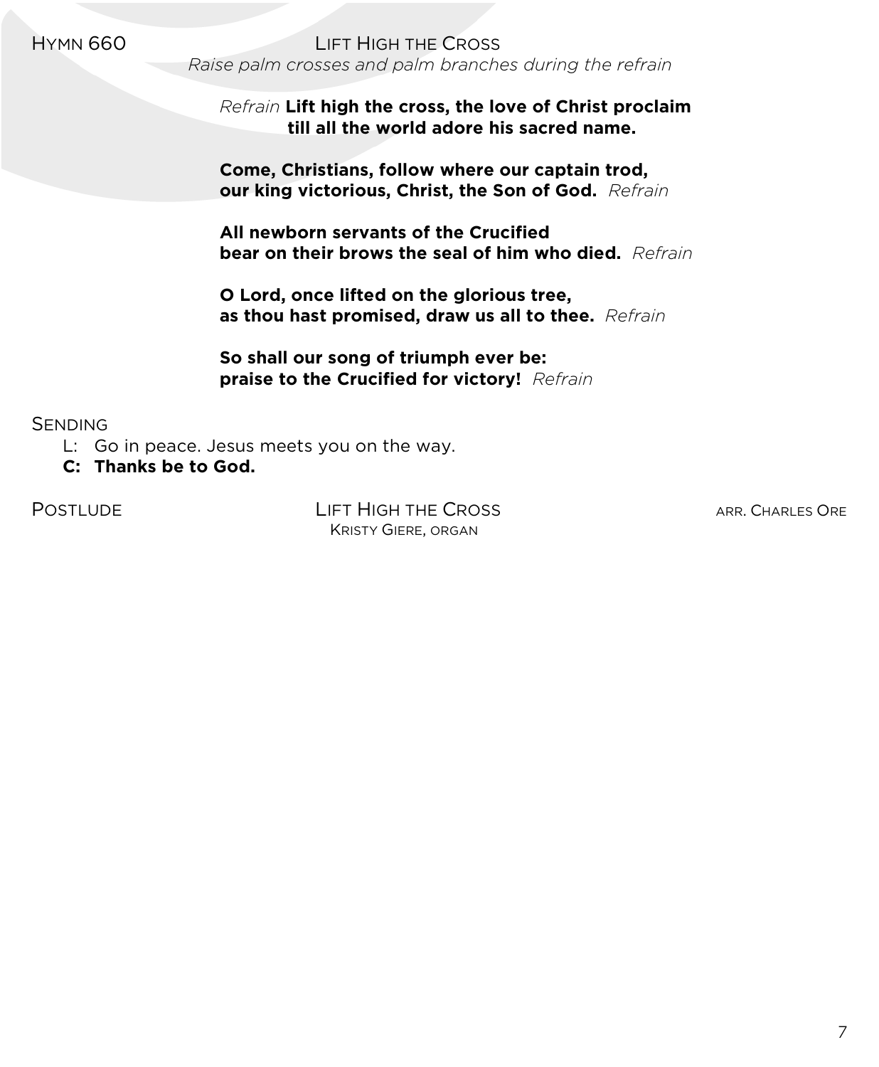HYMN 660 — LIFT HIGH THE CROSS

*Raise palm crosses and palm branches during the refrain*

*Refrain* **Lift high the cross, the love of Christ proclaim**
**till all the world adore his sacred name.**

**Come, Christians, follow where our captain trod,**
**our king victorious, Christ, the Son of God.** *Refrain*

**All newborn servants of the Crucified**
**bear on their brows the seal of him who died.** *Refrain*

**O Lord, once lifted on the glorious tree,**
**as thou hast promised, draw us all to thee.** *Refrain*

**So shall our song of triumph ever be:**
**praise to the Crucified for victory!** *Refrain*

SENDING

L: Go in peace. Jesus meets you on the way.
**C: Thanks be to God.**

POSTLUDE — LIFT HIGH THE CROSS — ARR. CHARLES ORE
KRISTY GIERE, ORGAN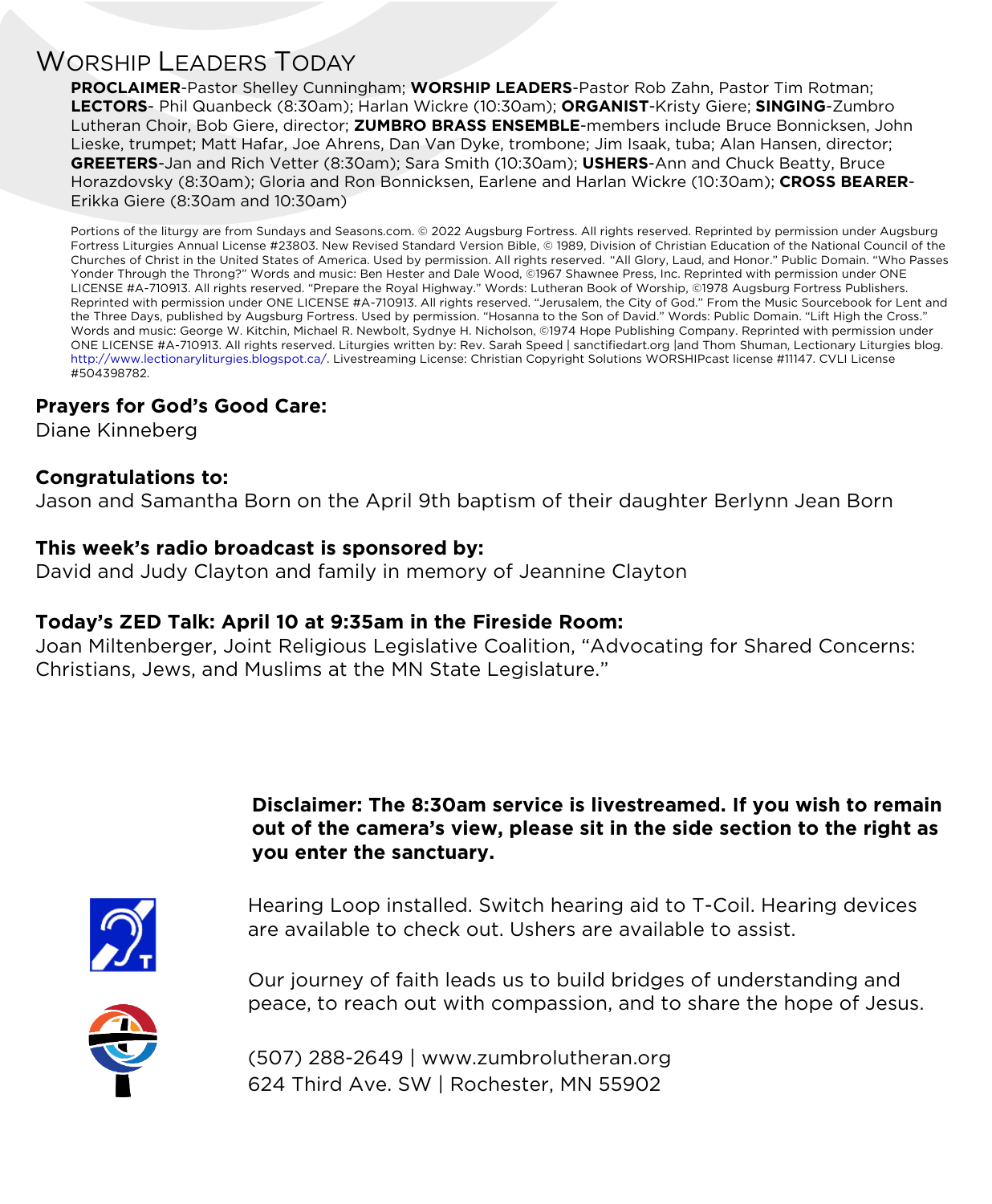## Worship Leaders Today

**PROCLAIMER**-Pastor Shelley Cunningham; **WORSHIP LEADERS**-Pastor Rob Zahn, Pastor Tim Rotman; **LECTORS**- Phil Quanbeck (8:30am); Harlan Wickre (10:30am); **ORGANIST**-Kristy Giere; **SINGING**-Zumbro Lutheran Choir, Bob Giere, director; **ZUMBRO BRASS ENSEMBLE**-members include Bruce Bonnicksen, John Lieske, trumpet; Matt Hafar, Joe Ahrens, Dan Van Dyke, trombone; Jim Isaak, tuba; Alan Hansen, director; **GREETERS**-Jan and Rich Vetter (8:30am); Sara Smith (10:30am); **USHERS**-Ann and Chuck Beatty, Bruce Horazdovsky (8:30am); Gloria and Ron Bonnicksen, Earlene and Harlan Wickre (10:30am); **CROSS BEARER**-Erikka Giere (8:30am and 10:30am)

Portions of the liturgy are from Sundays and Seasons.com. © 2022 Augsburg Fortress. All rights reserved. Reprinted by permission under Augsburg Fortress Liturgies Annual License #23803. New Revised Standard Version Bible, © 1989, Division of Christian Education of the National Council of the Churches of Christ in the United States of America. Used by permission. All rights reserved. "All Glory, Laud, and Honor." Public Domain. "Who Passes Yonder Through the Throng?" Words and music: Ben Hester and Dale Wood, ©1967 Shawnee Press, Inc. Reprinted with permission under ONE LICENSE #A-710913. All rights reserved. "Prepare the Royal Highway." Words: Lutheran Book of Worship, ©1978 Augsburg Fortress Publishers. Reprinted with permission under ONE LICENSE #A-710913. All rights reserved. "Jerusalem, the City of God." From the Music Sourcebook for Lent and the Three Days, published by Augsburg Fortress. Used by permission. "Hosanna to the Son of David." Words: Public Domain. "Lift High the Cross." Words and music: George W. Kitchin, Michael R. Newbolt, Sydnye H. Nicholson, ©1974 Hope Publishing Company. Reprinted with permission under ONE LICENSE #A-710913. All rights reserved. Liturgies written by: Rev. Sarah Speed | sanctifiedart.org |and Thom Shuman, Lectionary Liturgies blog. http://www.lectionaryliturgies.blogspot.ca/. Livestreaming License: Christian Copyright Solutions WORSHIPcast license #11147. CVLI License #504398782.

**Prayers for God's Good Care:**
Diane Kinneberg

**Congratulations to:**
Jason and Samantha Born on the April 9th baptism of their daughter Berlynn Jean Born

**This week's radio broadcast is sponsored by:**
David and Judy Clayton and family in memory of Jeannine Clayton

**Today's ZED Talk: April 10 at 9:35am in the Fireside Room:**
Joan Miltenberger, Joint Religious Legislative Coalition, "Advocating for Shared Concerns: Christians, Jews, and Muslims at the MN State Legislature."

**Disclaimer: The 8:30am service is livestreamed. If you wish to remain out of the camera's view, please sit in the side section to the right as you enter the sanctuary.**

Hearing Loop installed. Switch hearing aid to T-Coil. Hearing devices are available to check out. Ushers are available to assist.

Our journey of faith leads us to build bridges of understanding and peace, to reach out with compassion, and to share the hope of Jesus.

(507) 288-2649 | www.zumbrolutheran.org
624 Third Ave. SW | Rochester, MN 55902